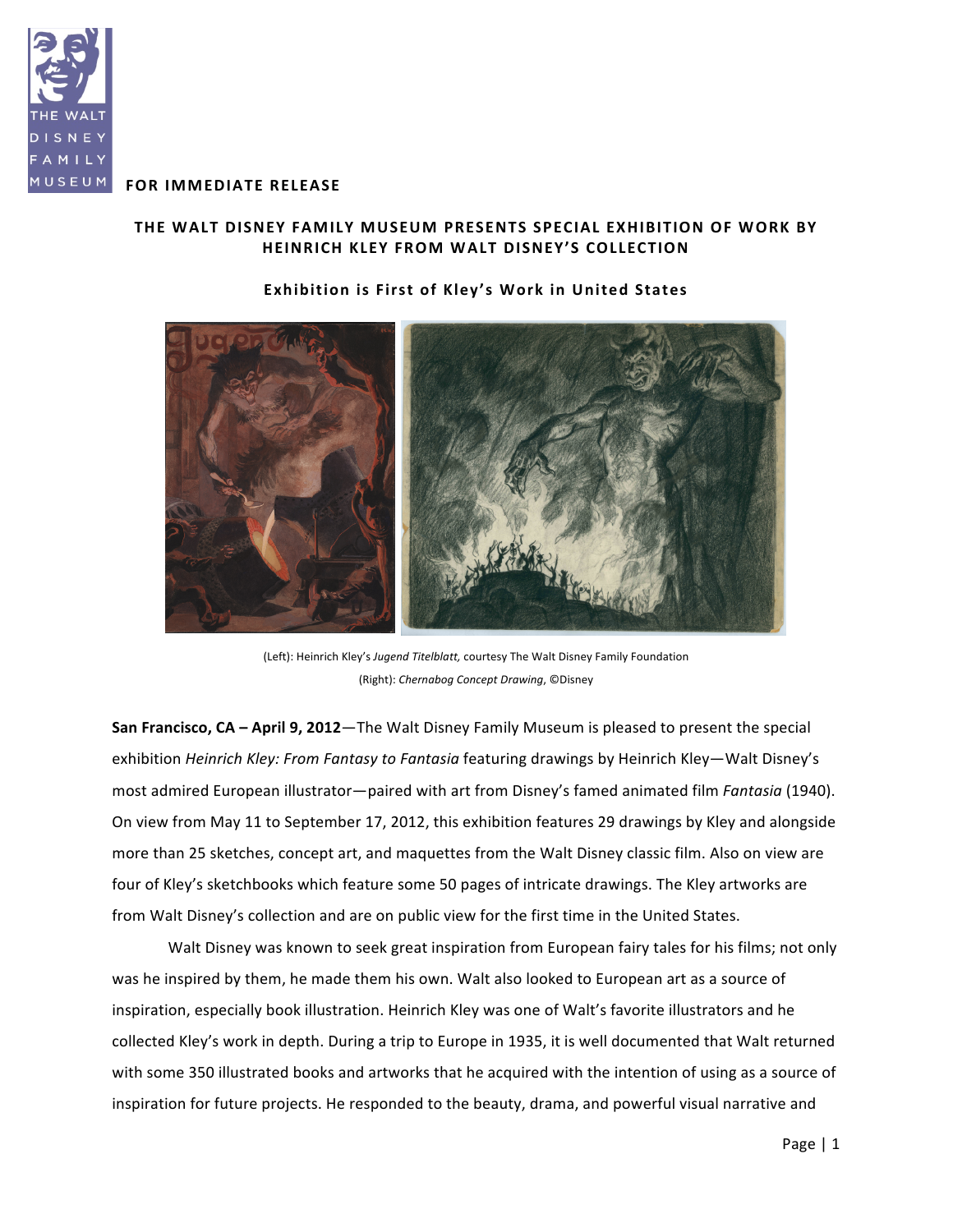**FOR IMMEDIATE RELEASE**

# THE WALT DISNEY FAMILY MUSEUM PRESENTS SPECIAL EXHIBITION OF WORK BY HEINRICH KLEY FROM WALT DISNEY'S COLLECTION

### Exhibition is First of Kley's Work in United States

(Left): Heinrich Kley's *Jugend Titelblatt,* courtesy The Walt Disney Family Foundation
(Right): *Chernabog Concept Drawing*, ©Disney

**San Francisco, CA – April 9, 2012**—The Walt Disney Family Museum is pleased to present the special exhibition *Heinrich Kley: From Fantasy to Fantasia* featuring drawings by Heinrich Kley—Walt Disney's most admired European illustrator—paired with art from Disney's famed animated film *Fantasia* (1940). On view from May 11 to September 17, 2012, this exhibition features 29 drawings by Kley and alongside more than 25 sketches, concept art, and maquettes from the Walt Disney classic film. Also on view are four of Kley's sketchbooks which feature some 50 pages of intricate drawings. The Kley artworks are from Walt Disney's collection and are on public view for the first time in the United States.

Walt Disney was known to seek great inspiration from European fairy tales for his films; not only was he inspired by them, he made them his own. Walt also looked to European art as a source of inspiration, especially book illustration. Heinrich Kley was one of Walt's favorite illustrators and he collected Kley's work in depth. During a trip to Europe in 1935, it is well documented that Walt returned with some 350 illustrated books and artworks that he acquired with the intention of using as a source of inspiration for future projects. He responded to the beauty, drama, and powerful visual narrative and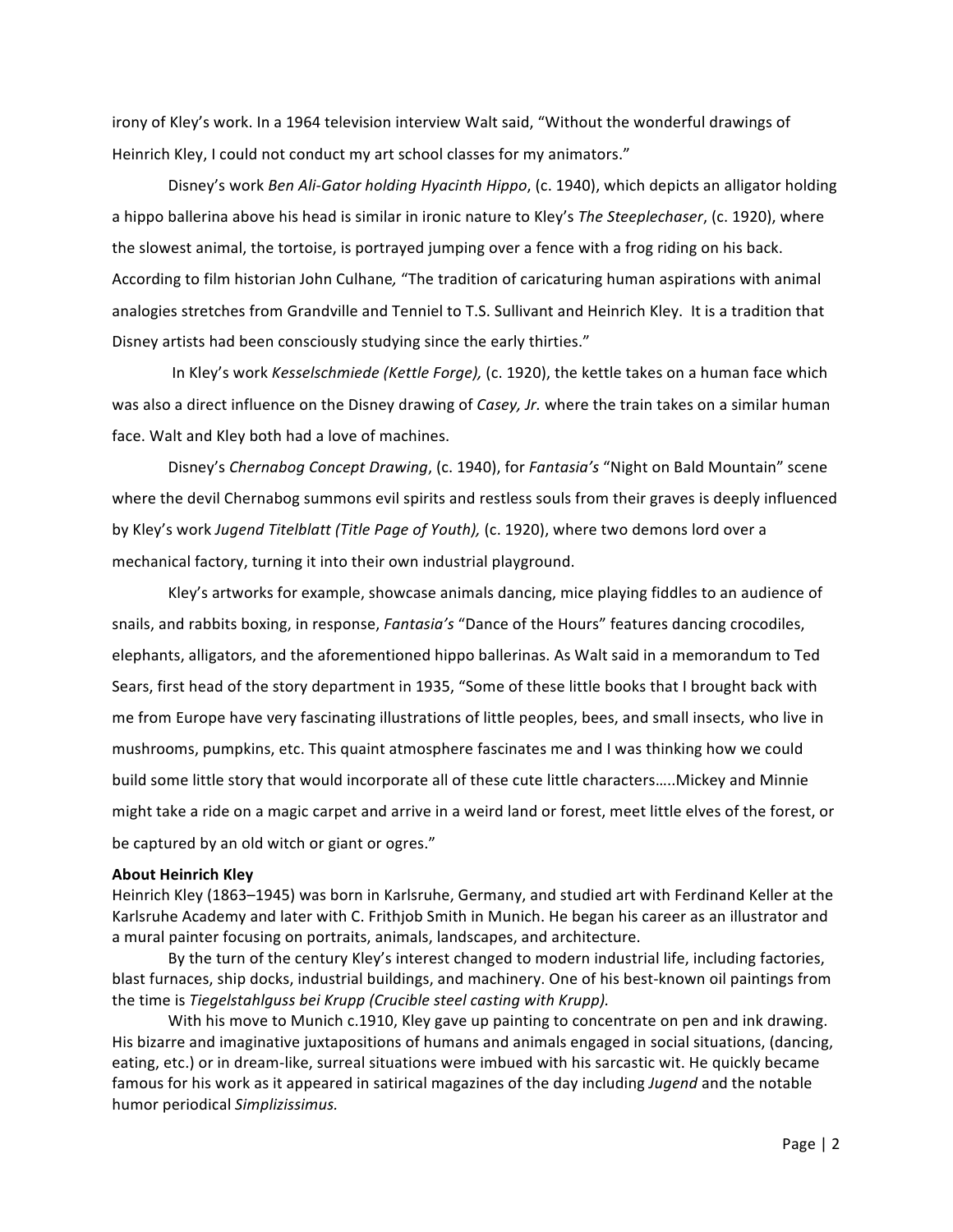irony of Kley's work. In a 1964 television interview Walt said, "Without the wonderful drawings of Heinrich Kley, I could not conduct my art school classes for my animators."

Disney's work *Ben Ali-Gator holding Hyacinth Hippo*, (c. 1940), which depicts an alligator holding a hippo ballerina above his head is similar in ironic nature to Kley's *The Steeplechaser*, (c. 1920), where the slowest animal, the tortoise, is portrayed jumping over a fence with a frog riding on his back. According to film historian John Culhane*,* "The tradition of caricaturing human aspirations with animal analogies stretches from Grandville and Tenniel to T.S. Sullivant and Heinrich Kley. It is a tradition that Disney artists had been consciously studying since the early thirties."

In Kley's work *Kesselschmiede (Kettle Forge),* (c. 1920), the kettle takes on a human face which was also a direct influence on the Disney drawing of *Casey, Jr.* where the train takes on a similar human face. Walt and Kley both had a love of machines.

Disney's *Chernabog Concept Drawing*, (c. 1940), for *Fantasia's* "Night on Bald Mountain" scene where the devil Chernabog summons evil spirits and restless souls from their graves is deeply influenced by Kley's work *Jugend Titelblatt (Title Page of Youth),* (c. 1920), where two demons lord over a mechanical factory, turning it into their own industrial playground.

Kley's artworks for example, showcase animals dancing, mice playing fiddles to an audience of snails, and rabbits boxing, in response, *Fantasia's* "Dance of the Hours" features dancing crocodiles, elephants, alligators, and the aforementioned hippo ballerinas. As Walt said in a memorandum to Ted Sears, first head of the story department in 1935, "Some of these little books that I brought back with me from Europe have very fascinating illustrations of little peoples, bees, and small insects, who live in mushrooms, pumpkins, etc. This quaint atmosphere fascinates me and I was thinking how we could build some little story that would incorporate all of these cute little characters…..Mickey and Minnie might take a ride on a magic carpet and arrive in a weird land or forest, meet little elves of the forest, or be captured by an old witch or giant or ogres."

**About Heinrich Kley**

Heinrich Kley (1863–1945) was born in Karlsruhe, Germany, and studied art with Ferdinand Keller at the Karlsruhe Academy and later with C. Frithjob Smith in Munich. He began his career as an illustrator and a mural painter focusing on portraits, animals, landscapes, and architecture.

By the turn of the century Kley's interest changed to modern industrial life, including factories, blast furnaces, ship docks, industrial buildings, and machinery. One of his best-known oil paintings from the time is *Tiegelstahlguss bei Krupp (Crucible steel casting with Krupp).*

With his move to Munich c.1910, Kley gave up painting to concentrate on pen and ink drawing. His bizarre and imaginative juxtapositions of humans and animals engaged in social situations, (dancing, eating, etc.) or in dream-like, surreal situations were imbued with his sarcastic wit. He quickly became famous for his work as it appeared in satirical magazines of the day including *Jugend* and the notable humor periodical *Simplizissimus.*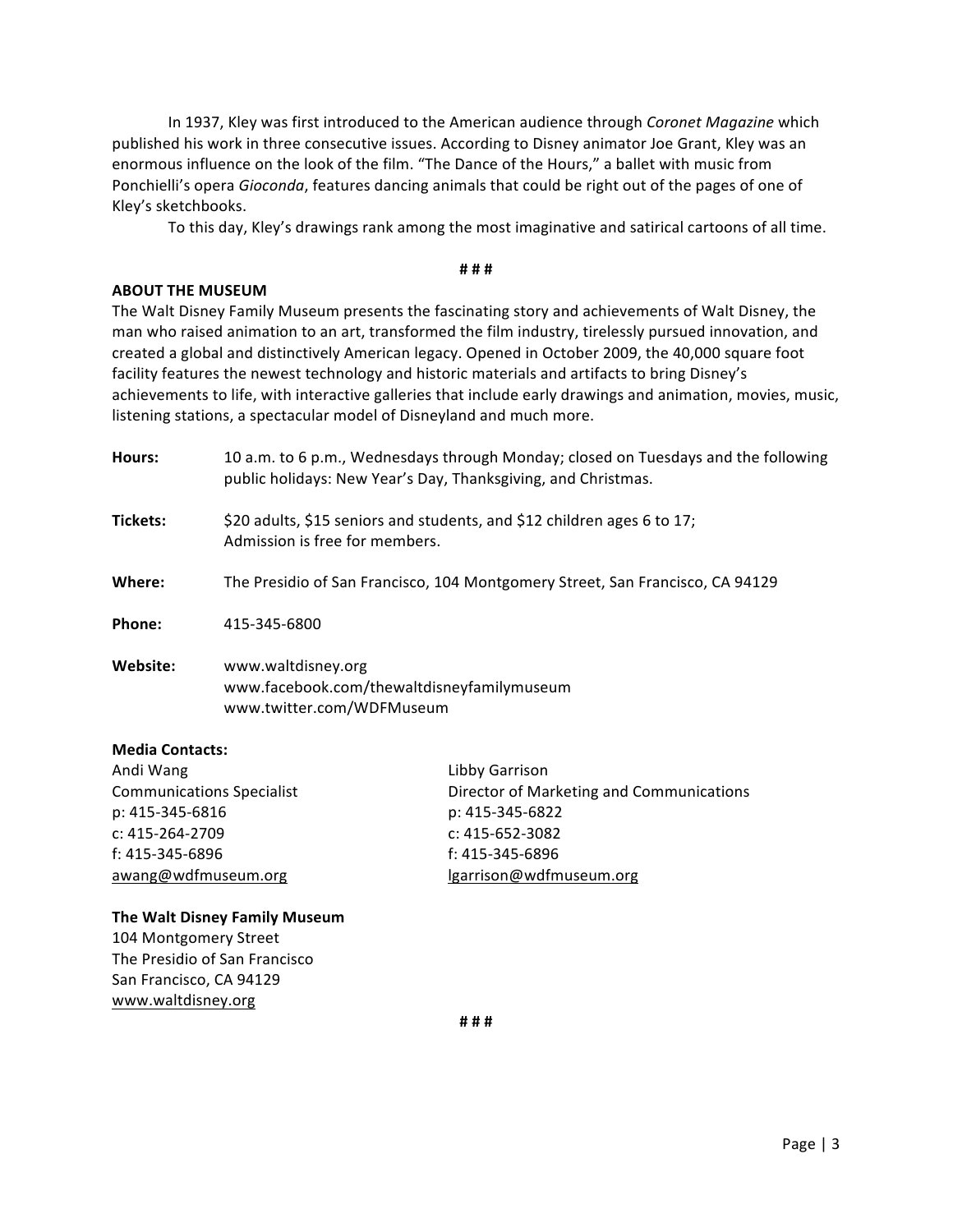In 1937, Kley was first introduced to the American audience through *Coronet Magazine* which published his work in three consecutive issues. According to Disney animator Joe Grant, Kley was an enormous influence on the look of the film. "The Dance of the Hours," a ballet with music from Ponchielli's opera *Gioconda*, features dancing animals that could be right out of the pages of one of Kley's sketchbooks.

To this day, Kley's drawings rank among the most imaginative and satirical cartoons of all time.

**# # #**

**ABOUT THE MUSEUM**

The Walt Disney Family Museum presents the fascinating story and achievements of Walt Disney, the man who raised animation to an art, transformed the film industry, tirelessly pursued innovation, and created a global and distinctively American legacy. Opened in October 2009, the 40,000 square foot facility features the newest technology and historic materials and artifacts to bring Disney's achievements to life, with interactive galleries that include early drawings and animation, movies, music, listening stations, a spectacular model of Disneyland and much more.

| | |
|---|---|
| **Hours:** | 10 a.m. to 6 p.m., Wednesdays through Monday; closed on Tuesdays and the following public holidays: New Year's Day, Thanksgiving, and Christmas. |
| **Tickets:** | $20 adults, $15 seniors and students, and $12 children ages 6 to 17; Admission is free for members. |
| **Where:** | The Presidio of San Francisco, 104 Montgomery Street, San Francisco, CA 94129 |
| **Phone:** | 415-345-6800 |
| **Website:** | www.waltdisney.org<br>www.facebook.com/thewaltdisneyfamilymuseum<br>www.twitter.com/WDFMuseum |

**Media Contacts:**

Andi Wang
Communications Specialist
p: 415-345-6816
c: 415-264-2709
f: 415-345-6896
awang@wdfmuseum.org

Libby Garrison
Director of Marketing and Communications
p: 415-345-6822
c: 415-652-3082
f: 415-345-6896
lgarrison@wdfmuseum.org

**The Walt Disney Family Museum**
104 Montgomery Street
The Presidio of San Francisco
San Francisco, CA 94129
www.waltdisney.org

**# # #**